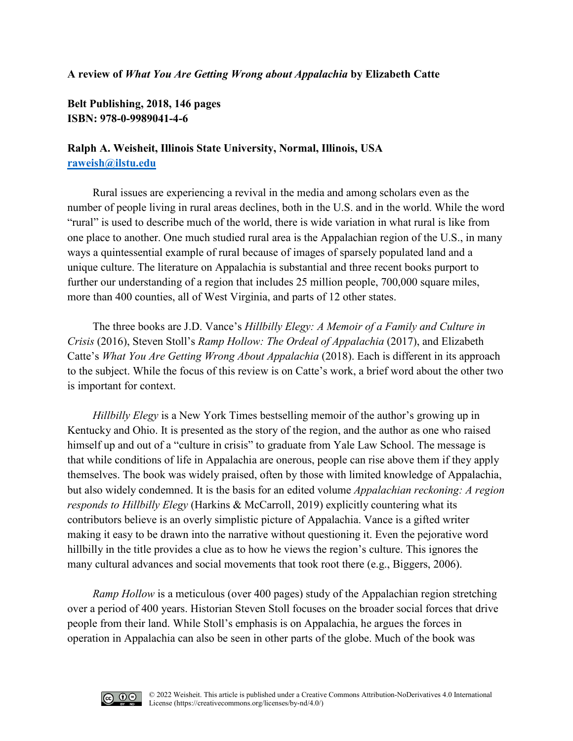**A review of *What You Are Getting Wrong about Appalachia* by Elizabeth Catte**

**Belt Publishing, 2018, 146 pages**
**ISBN: 978-0-9989041-4-6**

**Ralph A. Weisheit, Illinois State University, Normal, Illinois, USA**
**raweish@ilstu.edu**

Rural issues are experiencing a revival in the media and among scholars even as the number of people living in rural areas declines, both in the U.S. and in the world. While the word "rural" is used to describe much of the world, there is wide variation in what rural is like from one place to another. One much studied rural area is the Appalachian region of the U.S., in many ways a quintessential example of rural because of images of sparsely populated land and a unique culture. The literature on Appalachia is substantial and three recent books purport to further our understanding of a region that includes 25 million people, 700,000 square miles, more than 400 counties, all of West Virginia, and parts of 12 other states.

The three books are J.D. Vance's *Hillbilly Elegy: A Memoir of a Family and Culture in Crisis* (2016), Steven Stoll's *Ramp Hollow: The Ordeal of Appalachia* (2017), and Elizabeth Catte's *What You Are Getting Wrong About Appalachia* (2018). Each is different in its approach to the subject. While the focus of this review is on Catte's work, a brief word about the other two is important for context.

*Hillbilly Elegy* is a New York Times bestselling memoir of the author's growing up in Kentucky and Ohio. It is presented as the story of the region, and the author as one who raised himself up and out of a "culture in crisis" to graduate from Yale Law School. The message is that while conditions of life in Appalachia are onerous, people can rise above them if they apply themselves. The book was widely praised, often by those with limited knowledge of Appalachia, but also widely condemned. It is the basis for an edited volume *Appalachian reckoning: A region responds to Hillbilly Elegy* (Harkins & McCarroll, 2019) explicitly countering what its contributors believe is an overly simplistic picture of Appalachia. Vance is a gifted writer making it easy to be drawn into the narrative without questioning it. Even the pejorative word hillbilly in the title provides a clue as to how he views the region's culture. This ignores the many cultural advances and social movements that took root there (e.g., Biggers, 2006).

*Ramp Hollow* is a meticulous (over 400 pages) study of the Appalachian region stretching over a period of 400 years. Historian Steven Stoll focuses on the broader social forces that drive people from their land. While Stoll's emphasis is on Appalachia, he argues the forces in operation in Appalachia can also be seen in other parts of the globe. Much of the book was

© 2022 Weisheit. This article is published under a Creative Commons Attribution-NoDerivatives 4.0 International License (https://creativecommons.org/licenses/by-nd/4.0/)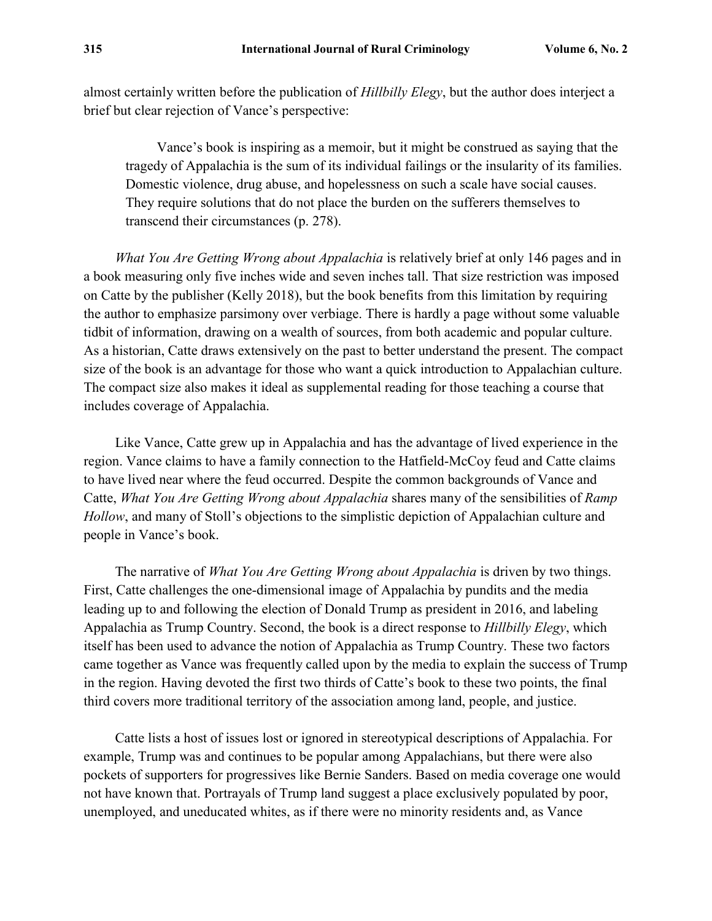almost certainly written before the publication of *Hillbilly Elegy*, but the author does interject a brief but clear rejection of Vance's perspective:

> Vance's book is inspiring as a memoir, but it might be construed as saying that the tragedy of Appalachia is the sum of its individual failings or the insularity of its families. Domestic violence, drug abuse, and hopelessness on such a scale have social causes. They require solutions that do not place the burden on the sufferers themselves to transcend their circumstances (p. 278).

*What You Are Getting Wrong about Appalachia* is relatively brief at only 146 pages and in a book measuring only five inches wide and seven inches tall. That size restriction was imposed on Catte by the publisher (Kelly 2018), but the book benefits from this limitation by requiring the author to emphasize parsimony over verbiage. There is hardly a page without some valuable tidbit of information, drawing on a wealth of sources, from both academic and popular culture. As a historian, Catte draws extensively on the past to better understand the present. The compact size of the book is an advantage for those who want a quick introduction to Appalachian culture. The compact size also makes it ideal as supplemental reading for those teaching a course that includes coverage of Appalachia.

Like Vance, Catte grew up in Appalachia and has the advantage of lived experience in the region. Vance claims to have a family connection to the Hatfield-McCoy feud and Catte claims to have lived near where the feud occurred. Despite the common backgrounds of Vance and Catte, *What You Are Getting Wrong about Appalachia* shares many of the sensibilities of *Ramp Hollow*, and many of Stoll's objections to the simplistic depiction of Appalachian culture and people in Vance's book.

The narrative of *What You Are Getting Wrong about Appalachia* is driven by two things. First, Catte challenges the one-dimensional image of Appalachia by pundits and the media leading up to and following the election of Donald Trump as president in 2016, and labeling Appalachia as Trump Country. Second, the book is a direct response to *Hillbilly Elegy*, which itself has been used to advance the notion of Appalachia as Trump Country. These two factors came together as Vance was frequently called upon by the media to explain the success of Trump in the region. Having devoted the first two thirds of Catte's book to these two points, the final third covers more traditional territory of the association among land, people, and justice.

Catte lists a host of issues lost or ignored in stereotypical descriptions of Appalachia. For example, Trump was and continues to be popular among Appalachians, but there were also pockets of supporters for progressives like Bernie Sanders. Based on media coverage one would not have known that. Portrayals of Trump land suggest a place exclusively populated by poor, unemployed, and uneducated whites, as if there were no minority residents and, as Vance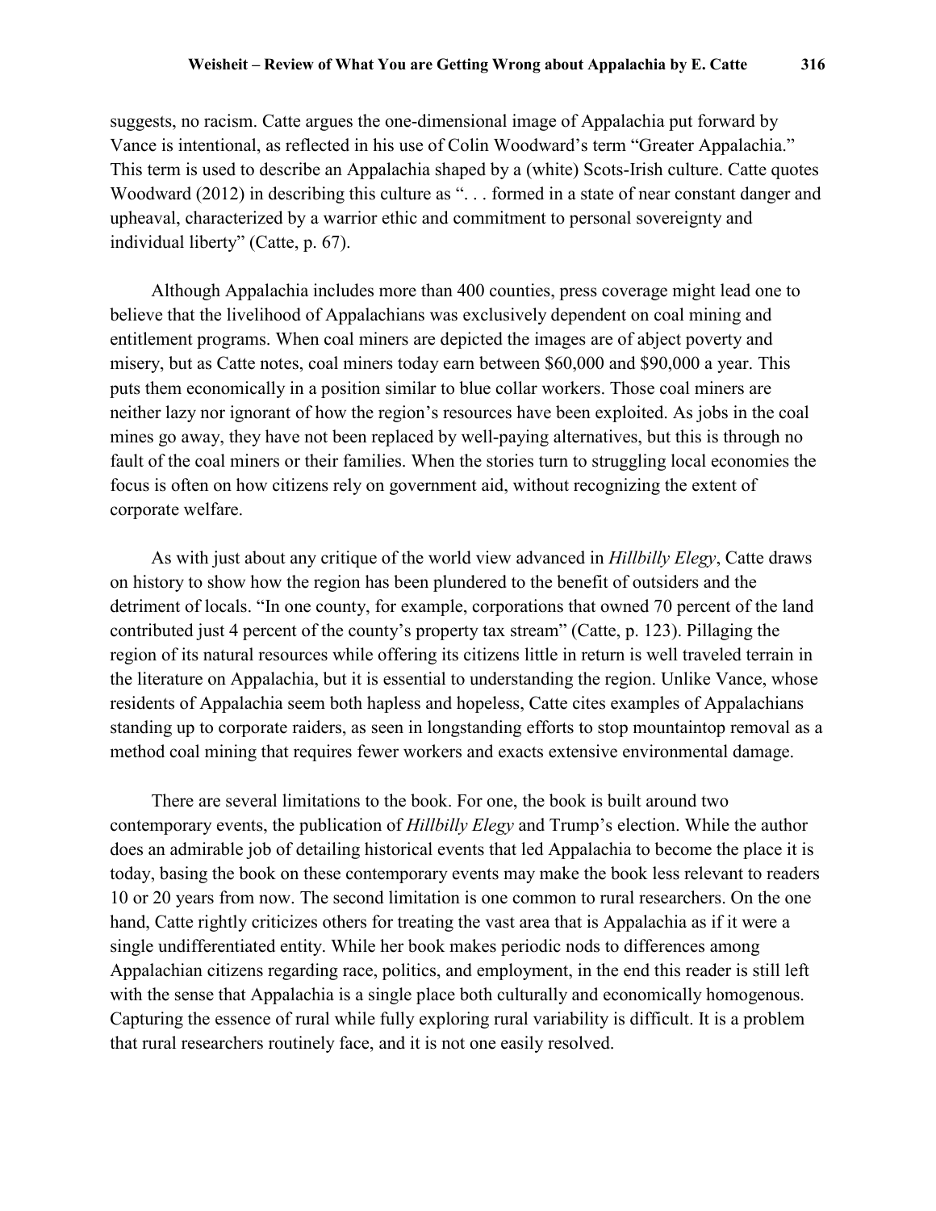suggests, no racism. Catte argues the one-dimensional image of Appalachia put forward by Vance is intentional, as reflected in his use of Colin Woodward's term "Greater Appalachia." This term is used to describe an Appalachia shaped by a (white) Scots-Irish culture. Catte quotes Woodward (2012) in describing this culture as ". . . formed in a state of near constant danger and upheaval, characterized by a warrior ethic and commitment to personal sovereignty and individual liberty" (Catte, p. 67).

Although Appalachia includes more than 400 counties, press coverage might lead one to believe that the livelihood of Appalachians was exclusively dependent on coal mining and entitlement programs. When coal miners are depicted the images are of abject poverty and misery, but as Catte notes, coal miners today earn between $60,000 and $90,000 a year. This puts them economically in a position similar to blue collar workers. Those coal miners are neither lazy nor ignorant of how the region's resources have been exploited. As jobs in the coal mines go away, they have not been replaced by well-paying alternatives, but this is through no fault of the coal miners or their families. When the stories turn to struggling local economies the focus is often on how citizens rely on government aid, without recognizing the extent of corporate welfare.

As with just about any critique of the world view advanced in *Hillbilly Elegy*, Catte draws on history to show how the region has been plundered to the benefit of outsiders and the detriment of locals. "In one county, for example, corporations that owned 70 percent of the land contributed just 4 percent of the county's property tax stream" (Catte, p. 123). Pillaging the region of its natural resources while offering its citizens little in return is well traveled terrain in the literature on Appalachia, but it is essential to understanding the region. Unlike Vance, whose residents of Appalachia seem both hapless and hopeless, Catte cites examples of Appalachians standing up to corporate raiders, as seen in longstanding efforts to stop mountaintop removal as a method coal mining that requires fewer workers and exacts extensive environmental damage.

There are several limitations to the book. For one, the book is built around two contemporary events, the publication of *Hillbilly Elegy* and Trump's election. While the author does an admirable job of detailing historical events that led Appalachia to become the place it is today, basing the book on these contemporary events may make the book less relevant to readers 10 or 20 years from now. The second limitation is one common to rural researchers. On the one hand, Catte rightly criticizes others for treating the vast area that is Appalachia as if it were a single undifferentiated entity. While her book makes periodic nods to differences among Appalachian citizens regarding race, politics, and employment, in the end this reader is still left with the sense that Appalachia is a single place both culturally and economically homogenous. Capturing the essence of rural while fully exploring rural variability is difficult. It is a problem that rural researchers routinely face, and it is not one easily resolved.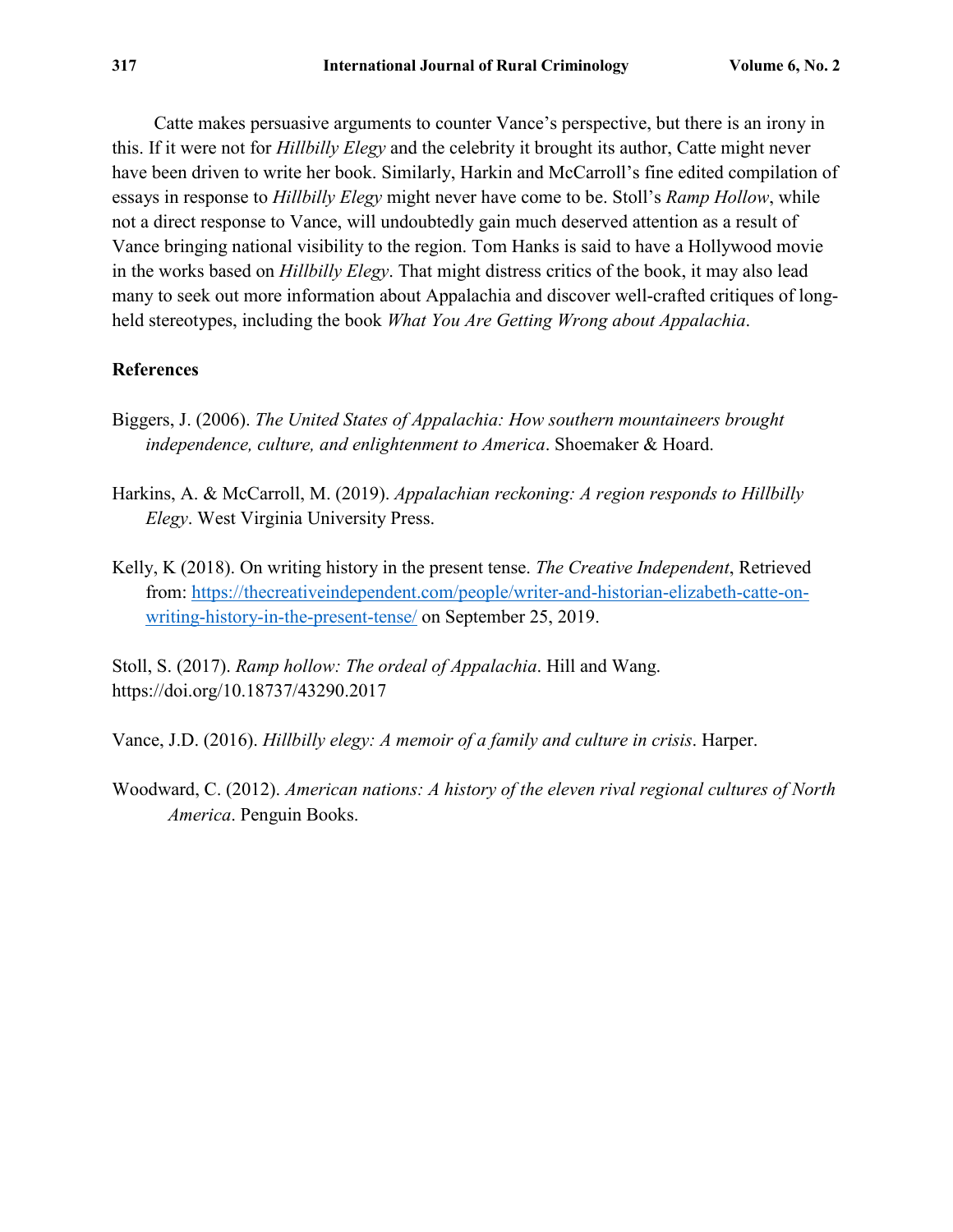Catte makes persuasive arguments to counter Vance's perspective, but there is an irony in this. If it were not for *Hillbilly Elegy* and the celebrity it brought its author, Catte might never have been driven to write her book. Similarly, Harkin and McCarroll's fine edited compilation of essays in response to *Hillbilly Elegy* might never have come to be. Stoll's *Ramp Hollow*, while not a direct response to Vance, will undoubtedly gain much deserved attention as a result of Vance bringing national visibility to the region. Tom Hanks is said to have a Hollywood movie in the works based on *Hillbilly Elegy*. That might distress critics of the book, it may also lead many to seek out more information about Appalachia and discover well-crafted critiques of long-held stereotypes, including the book *What You Are Getting Wrong about Appalachia*.

## References

Biggers, J. (2006). *The United States of Appalachia: How southern mountaineers brought independence, culture, and enlightenment to America*. Shoemaker & Hoard.

Harkins, A. & McCarroll, M. (2019). *Appalachian reckoning: A region responds to Hillbilly Elegy*. West Virginia University Press.

Kelly, K (2018). On writing history in the present tense. *The Creative Independent*, Retrieved from: https://thecreativeindependent.com/people/writer-and-historian-elizabeth-catte-on-writing-history-in-the-present-tense/ on September 25, 2019.

Stoll, S. (2017). *Ramp hollow: The ordeal of Appalachia*. Hill and Wang. https://doi.org/10.18737/43290.2017

Vance, J.D. (2016). *Hillbilly elegy: A memoir of a family and culture in crisis*. Harper.

Woodward, C. (2012). *American nations: A history of the eleven rival regional cultures of North America*. Penguin Books.